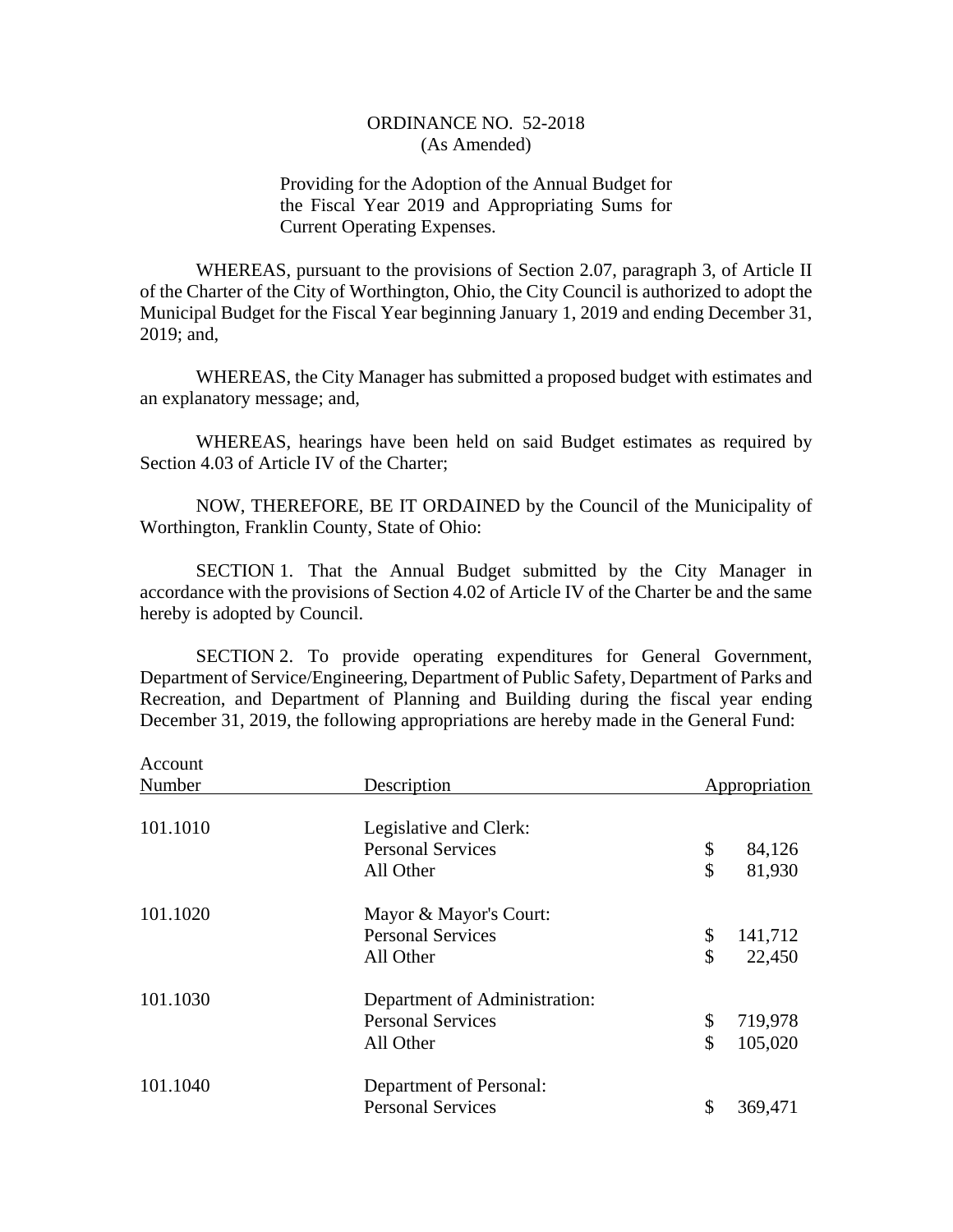# ORDINANCE NO. 52-2018
(As Amended)

Providing for the Adoption of the Annual Budget for the Fiscal Year 2019 and Appropriating Sums for Current Operating Expenses.

WHEREAS, pursuant to the provisions of Section 2.07, paragraph 3, of Article II of the Charter of the City of Worthington, Ohio, the City Council is authorized to adopt the Municipal Budget for the Fiscal Year beginning January 1, 2019 and ending December 31, 2019; and,

WHEREAS, the City Manager has submitted a proposed budget with estimates and an explanatory message; and,

WHEREAS, hearings have been held on said Budget estimates as required by Section 4.03 of Article IV of the Charter;

NOW, THEREFORE, BE IT ORDAINED by the Council of the Municipality of Worthington, Franklin County, State of Ohio:

SECTION 1. That the Annual Budget submitted by the City Manager in accordance with the provisions of Section 4.02 of Article IV of the Charter be and the same hereby is adopted by Council.

SECTION 2. To provide operating expenditures for General Government, Department of Service/Engineering, Department of Public Safety, Department of Parks and Recreation, and Department of Planning and Building during the fiscal year ending December 31, 2019, the following appropriations are hereby made in the General Fund:

| Account Number | Description | Appropriation |
|---|---|---|
| 101.1010 | Legislative and Clerk: | |
| | Personal Services | $ 84,126 |
| | All Other | $ 81,930 |
| 101.1020 | Mayor & Mayor's Court: | |
| | Personal Services | $ 141,712 |
| | All Other | $ 22,450 |
| 101.1030 | Department of Administration: | |
| | Personal Services | $ 719,978 |
| | All Other | $ 105,020 |
| 101.1040 | Department of Personal: | |
| | Personal Services | $ 369,471 |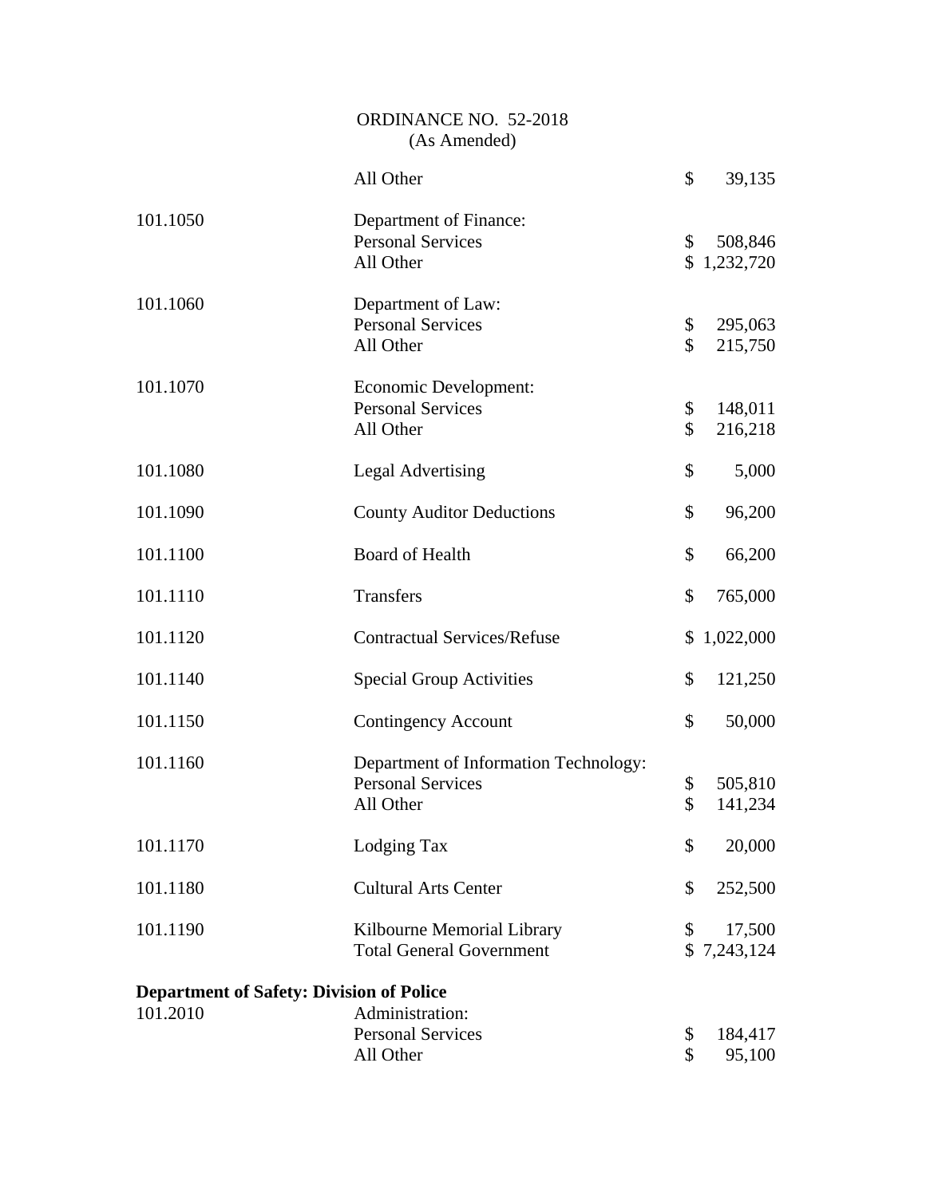ORDINANCE NO. 52-2018
(As Amended)

| | | |
|---|---|---|
| | All Other | $ 39,135 |
| 101.1050 | Department of Finance: | |
| | Personal Services | $ 508,846 |
| | All Other | $ 1,232,720 |
| 101.1060 | Department of Law: | |
| | Personal Services | $ 295,063 |
| | All Other | $ 215,750 |
| 101.1070 | Economic Development: | |
| | Personal Services | $ 148,011 |
| | All Other | $ 216,218 |
| 101.1080 | Legal Advertising | $ 5,000 |
| 101.1090 | County Auditor Deductions | $ 96,200 |
| 101.1100 | Board of Health | $ 66,200 |
| 101.1110 | Transfers | $ 765,000 |
| 101.1120 | Contractual Services/Refuse | $ 1,022,000 |
| 101.1140 | Special Group Activities | $ 121,250 |
| 101.1150 | Contingency Account | $ 50,000 |
| 101.1160 | Department of Information Technology: | |
| | Personal Services | $ 505,810 |
| | All Other | $ 141,234 |
| 101.1170 | Lodging Tax | $ 20,000 |
| 101.1180 | Cultural Arts Center | $ 252,500 |
| 101.1190 | Kilbourne Memorial Library | $ 17,500 |
| | Total General Government | $ 7,243,124 |

**Department of Safety: Division of Police**

| | | |
|---|---|---|
| 101.2010 | Administration: | |
| | Personal Services | $ 184,417 |
| | All Other | $ 95,100 |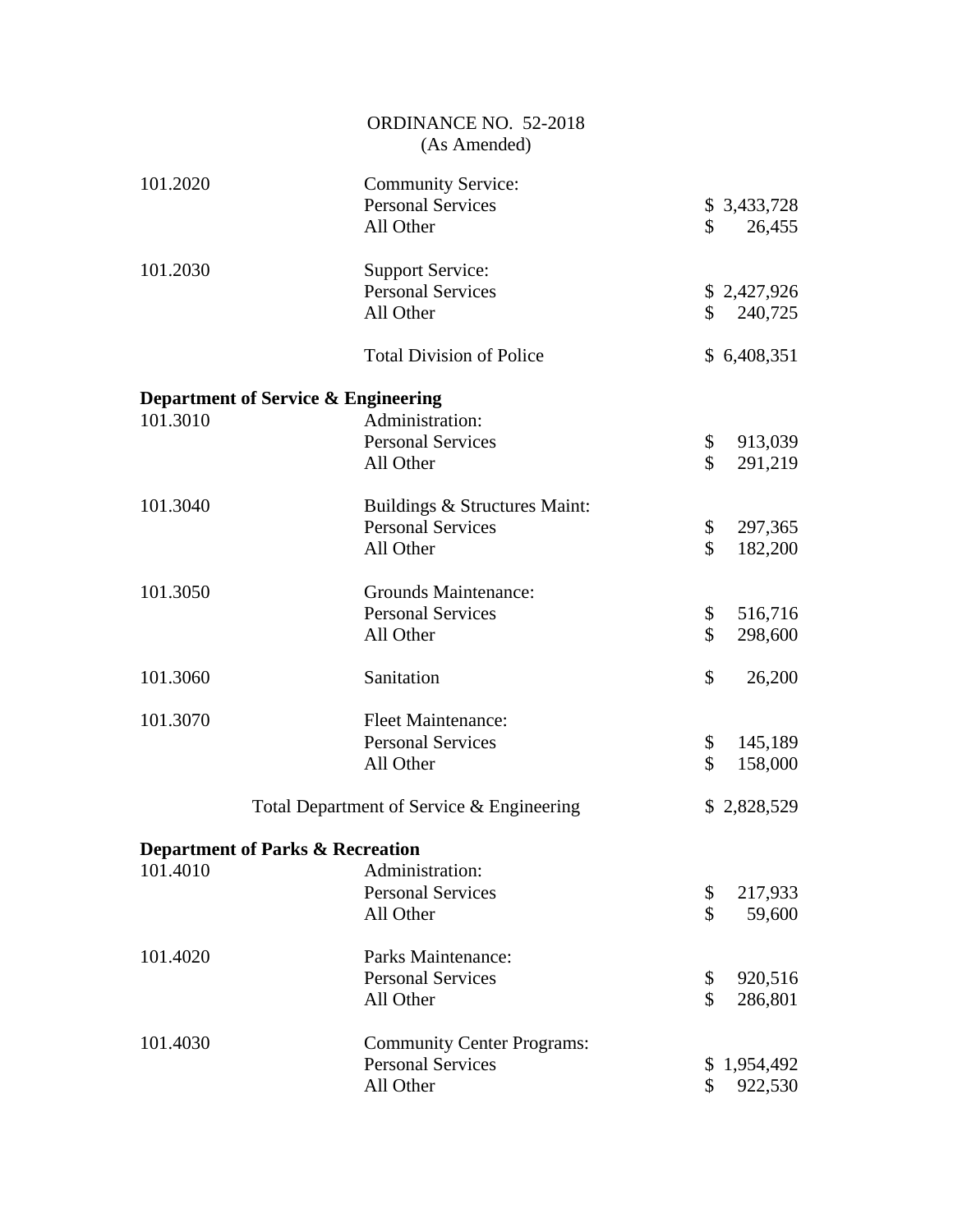ORDINANCE NO. 52-2018
(As Amended)

| | | |
|---|---|---|
| 101.2020 | Community Service: | |
| | Personal Services | $ 3,433,728 |
| | All Other | $ 26,455 |
| | | |
| 101.2030 | Support Service: | |
| | Personal Services | $ 2,427,926 |
| | All Other | $ 240,725 |
| | | |
| | Total Division of Police | $ 6,408,351 |

**Department of Service & Engineering**

| | | |
|---|---|---|
| 101.3010 | Administration: | |
| | Personal Services | $ 913,039 |
| | All Other | $ 291,219 |
| | | |
| 101.3040 | Buildings & Structures Maint: | |
| | Personal Services | $ 297,365 |
| | All Other | $ 182,200 |
| | | |
| 101.3050 | Grounds Maintenance: | |
| | Personal Services | $ 516,716 |
| | All Other | $ 298,600 |
| | | |
| 101.3060 | Sanitation | $ 26,200 |
| | | |
| 101.3070 | Fleet Maintenance: | |
| | Personal Services | $ 145,189 |
| | All Other | $ 158,000 |
| | | |
| | Total Department of Service & Engineering | $ 2,828,529 |

**Department of Parks & Recreation**

| | | |
|---|---|---|
| 101.4010 | Administration: | |
| | Personal Services | $ 217,933 |
| | All Other | $ 59,600 |
| | | |
| 101.4020 | Parks Maintenance: | |
| | Personal Services | $ 920,516 |
| | All Other | $ 286,801 |
| | | |
| 101.4030 | Community Center Programs: | |
| | Personal Services | $ 1,954,492 |
| | All Other | $ 922,530 |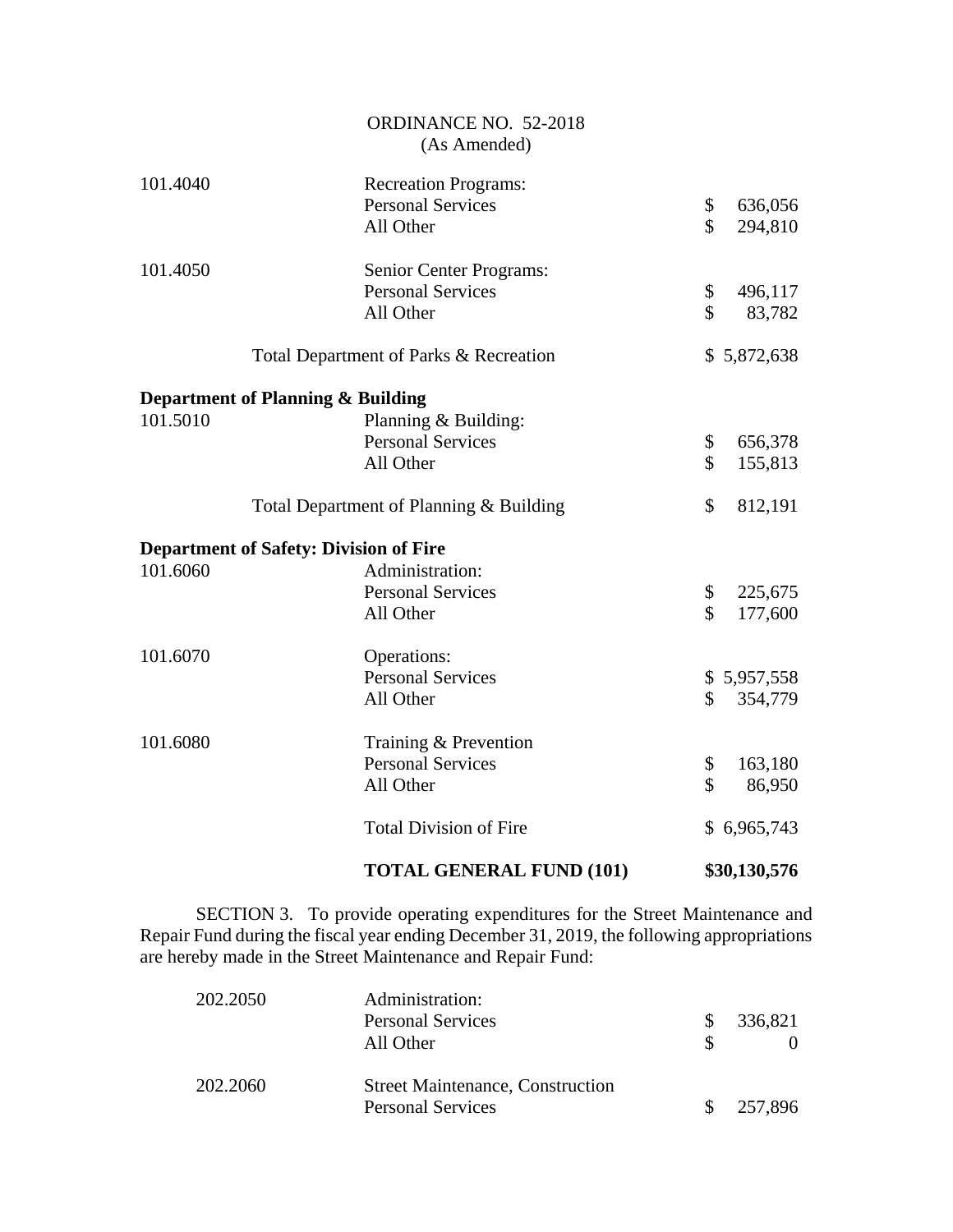ORDINANCE NO. 52-2018
(As Amended)

| | | |
|---|---|---|
| 101.4040 | Recreation Programs: | |
| | Personal Services | $ 636,056 |
| | All Other | $ 294,810 |
| | | |
| 101.4050 | Senior Center Programs: | |
| | Personal Services | $ 496,117 |
| | All Other | $ 83,782 |
| | | |
| | Total Department of Parks & Recreation | $ 5,872,638 |
| | | |
| **Department of Planning & Building** | | |
| 101.5010 | Planning & Building: | |
| | Personal Services | $ 656,378 |
| | All Other | $ 155,813 |
| | | |
| | Total Department of Planning & Building | $ 812,191 |
| | | |
| **Department of Safety: Division of Fire** | | |
| 101.6060 | Administration: | |
| | Personal Services | $ 225,675 |
| | All Other | $ 177,600 |
| | | |
| 101.6070 | Operations: | |
| | Personal Services | $ 5,957,558 |
| | All Other | $ 354,779 |
| | | |
| 101.6080 | Training & Prevention | |
| | Personal Services | $ 163,180 |
| | All Other | $ 86,950 |
| | | |
| | Total Division of Fire | $ 6,965,743 |
| | | |
| | **TOTAL GENERAL FUND (101)** | **$30,130,576** |

SECTION 3. To provide operating expenditures for the Street Maintenance and Repair Fund during the fiscal year ending December 31, 2019, the following appropriations are hereby made in the Street Maintenance and Repair Fund:

| | | |
|---|---|---|
| 202.2050 | Administration: | |
| | Personal Services | $ 336,821 |
| | All Other | $ 0 |
| | | |
| 202.2060 | Street Maintenance, Construction | |
| | Personal Services | $ 257,896 |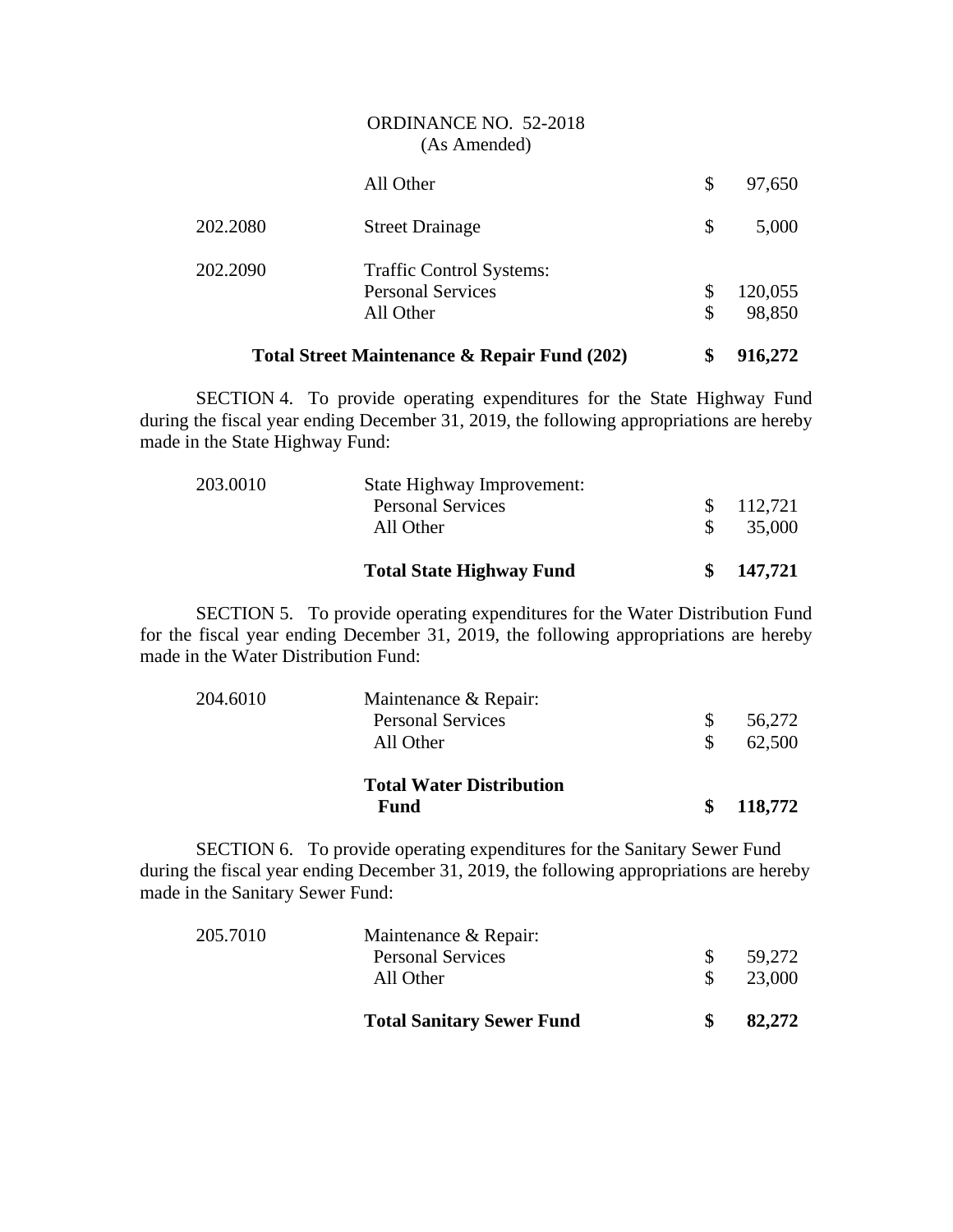ORDINANCE NO. 52-2018
(As Amended)

| | | | |
|---|---|---|---|
| | All Other | $ | 97,650 |
| 202.2080 | Street Drainage | $ | 5,000 |
| 202.2090 | Traffic Control Systems: | | |
| | Personal Services | $ | 120,055 |
| | All Other | $ | 98,850 |
| | **Total Street Maintenance & Repair Fund (202)** | **$** | **916,272** |

SECTION 4. To provide operating expenditures for the State Highway Fund during the fiscal year ending December 31, 2019, the following appropriations are hereby made in the State Highway Fund:

| | | | |
|---|---|---|---|
| 203.0010 | State Highway Improvement: | | |
| | Personal Services | $ | 112,721 |
| | All Other | $ | 35,000 |
| | **Total State Highway Fund** | **$** | **147,721** |

SECTION 5. To provide operating expenditures for the Water Distribution Fund for the fiscal year ending December 31, 2019, the following appropriations are hereby made in the Water Distribution Fund:

| | | | |
|---|---|---|---|
| 204.6010 | Maintenance & Repair: | | |
| | Personal Services | $ | 56,272 |
| | All Other | $ | 62,500 |
| | **Total Water Distribution Fund** | **$** | **118,772** |

SECTION 6. To provide operating expenditures for the Sanitary Sewer Fund during the fiscal year ending December 31, 2019, the following appropriations are hereby made in the Sanitary Sewer Fund:

| | | | |
|---|---|---|---|
| 205.7010 | Maintenance & Repair: | | |
| | Personal Services | $ | 59,272 |
| | All Other | $ | 23,000 |
| | **Total Sanitary Sewer Fund** | **$** | **82,272** |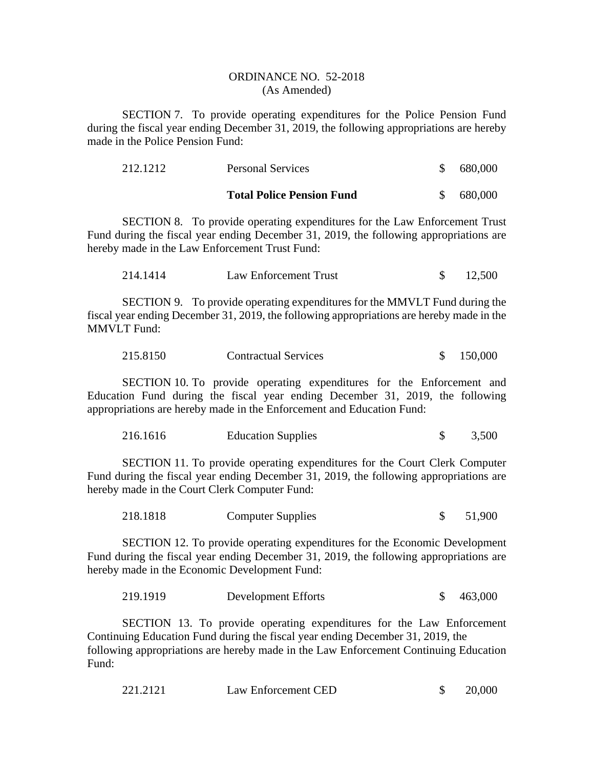ORDINANCE NO. 52-2018
(As Amended)

SECTION 7. To provide operating expenditures for the Police Pension Fund during the fiscal year ending December 31, 2019, the following appropriations are hereby made in the Police Pension Fund:

| | | |
|---|---|---|
| 212.1212 | Personal Services | $ 680,000 |
| | **Total Police Pension Fund** | $ 680,000 |

SECTION 8. To provide operating expenditures for the Law Enforcement Trust Fund during the fiscal year ending December 31, 2019, the following appropriations are hereby made in the Law Enforcement Trust Fund:

| | | |
|---|---|---|
| 214.1414 | Law Enforcement Trust | $ 12,500 |

SECTION 9. To provide operating expenditures for the MMVLT Fund during the fiscal year ending December 31, 2019, the following appropriations are hereby made in the MMVLT Fund:

| | | |
|---|---|---|
| 215.8150 | Contractual Services | $ 150,000 |

SECTION 10. To provide operating expenditures for the Enforcement and Education Fund during the fiscal year ending December 31, 2019, the following appropriations are hereby made in the Enforcement and Education Fund:

| | | |
|---|---|---|
| 216.1616 | Education Supplies | $ 3,500 |

SECTION 11. To provide operating expenditures for the Court Clerk Computer Fund during the fiscal year ending December 31, 2019, the following appropriations are hereby made in the Court Clerk Computer Fund:

| | | |
|---|---|---|
| 218.1818 | Computer Supplies | $ 51,900 |

SECTION 12. To provide operating expenditures for the Economic Development Fund during the fiscal year ending December 31, 2019, the following appropriations are hereby made in the Economic Development Fund:

| | | |
|---|---|---|
| 219.1919 | Development Efforts | $ 463,000 |

SECTION 13. To provide operating expenditures for the Law Enforcement Continuing Education Fund during the fiscal year ending December 31, 2019, the following appropriations are hereby made in the Law Enforcement Continuing Education Fund:

| | | |
|---|---|---|
| 221.2121 | Law Enforcement CED | $ 20,000 |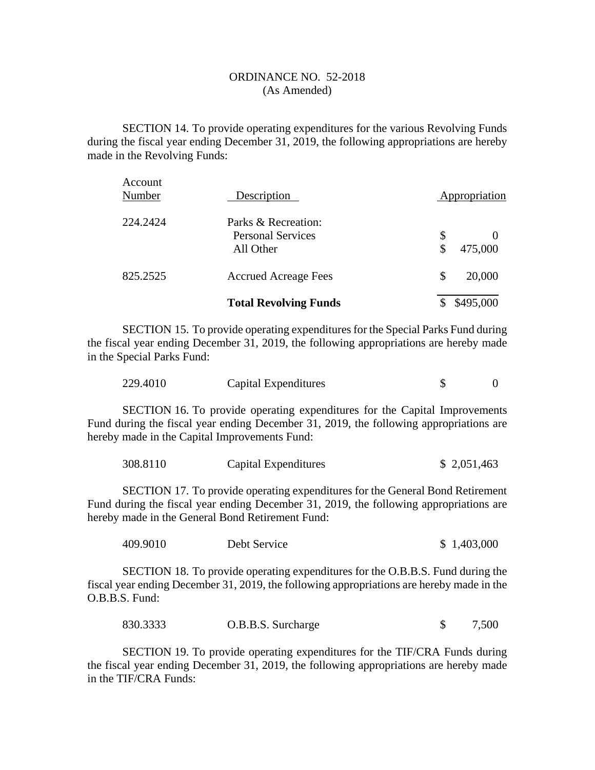ORDINANCE NO. 52-2018
(As Amended)

SECTION 14. To provide operating expenditures for the various Revolving Funds during the fiscal year ending December 31, 2019, the following appropriations are hereby made in the Revolving Funds:

| Account Number | Description | Appropriation |
|---|---|---|
| 224.2424 | Parks & Recreation: | |
| | Personal Services | $ 0 |
| | All Other | $ 475,000 |
| 825.2525 | Accrued Acreage Fees | $ 20,000 |
| | **Total Revolving Funds** | $ $495,000 |

SECTION 15. To provide operating expenditures for the Special Parks Fund during the fiscal year ending December 31, 2019, the following appropriations are hereby made in the Special Parks Fund:

| | | |
|---|---|---|
| 229.4010 | Capital Expenditures | $ 0 |

SECTION 16. To provide operating expenditures for the Capital Improvements Fund during the fiscal year ending December 31, 2019, the following appropriations are hereby made in the Capital Improvements Fund:

| | | |
|---|---|---|
| 308.8110 | Capital Expenditures | $ 2,051,463 |

SECTION 17. To provide operating expenditures for the General Bond Retirement Fund during the fiscal year ending December 31, 2019, the following appropriations are hereby made in the General Bond Retirement Fund:

| | | |
|---|---|---|
| 409.9010 | Debt Service | $ 1,403,000 |

SECTION 18. To provide operating expenditures for the O.B.B.S. Fund during the fiscal year ending December 31, 2019, the following appropriations are hereby made in the O.B.B.S. Fund:

| | | |
|---|---|---|
| 830.3333 | O.B.B.S. Surcharge | $ 7,500 |

SECTION 19. To provide operating expenditures for the TIF/CRA Funds during the fiscal year ending December 31, 2019, the following appropriations are hereby made in the TIF/CRA Funds: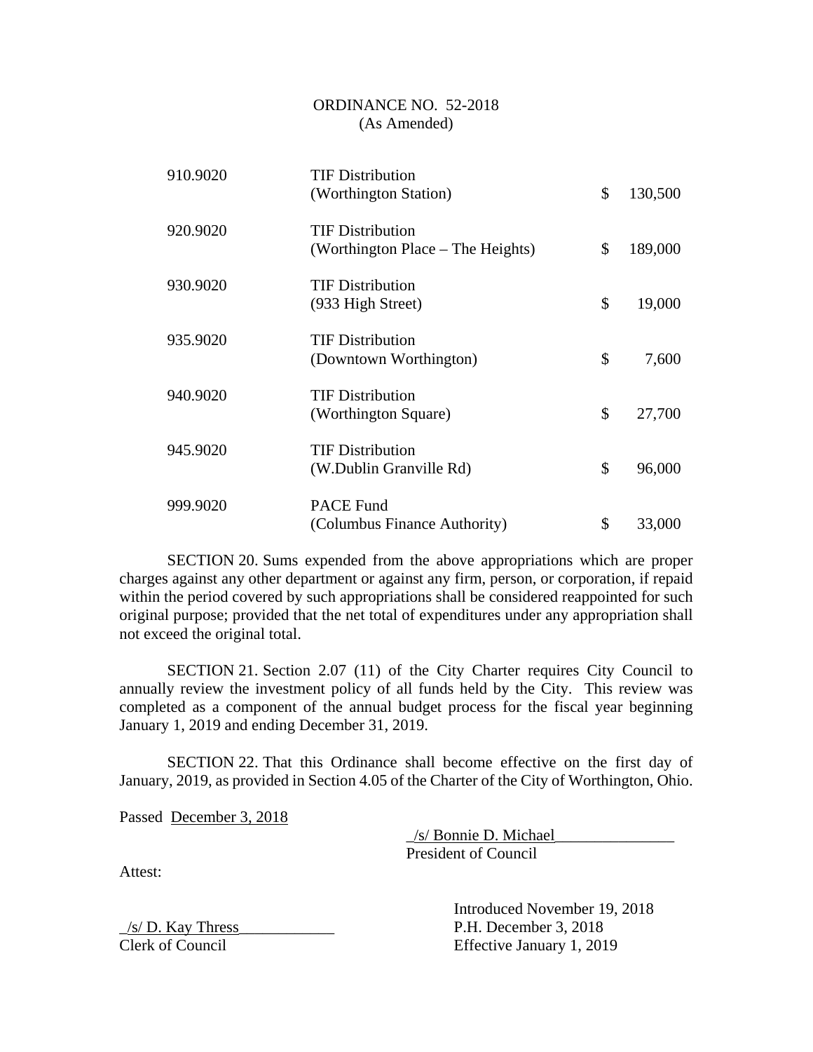ORDINANCE NO. 52-2018
(As Amended)

| | | | |
|---|---|---|---|
| 910.9020 | TIF Distribution<br>(Worthington Station) | $ | 130,500 |
| 920.9020 | TIF Distribution<br>(Worthington Place – The Heights) | $ | 189,000 |
| 930.9020 | TIF Distribution<br>(933 High Street) | $ | 19,000 |
| 935.9020 | TIF Distribution<br>(Downtown Worthington) | $ | 7,600 |
| 940.9020 | TIF Distribution<br>(Worthington Square) | $ | 27,700 |
| 945.9020 | TIF Distribution<br>(W.Dublin Granville Rd) | $ | 96,000 |
| 999.9020 | PACE Fund<br>(Columbus Finance Authority) | $ | 33,000 |

SECTION 20. Sums expended from the above appropriations which are proper charges against any other department or against any firm, person, or corporation, if repaid within the period covered by such appropriations shall be considered reappointed for such original purpose; provided that the net total of expenditures under any appropriation shall not exceed the original total.

SECTION 21. Section 2.07 (11) of the City Charter requires City Council to annually review the investment policy of all funds held by the City. This review was completed as a component of the annual budget process for the fiscal year beginning January 1, 2019 and ending December 31, 2019.

SECTION 22. That this Ordinance shall become effective on the first day of January, 2019, as provided in Section 4.05 of the Charter of the City of Worthington, Ohio.

Passed December 3, 2018

_/s/ Bonnie D. Michael_______________
President of Council

Attest:

_/s/ D. Kay Thress____________
Clerk of Council

Introduced November 19, 2018
P.H. December 3, 2018
Effective January 1, 2019